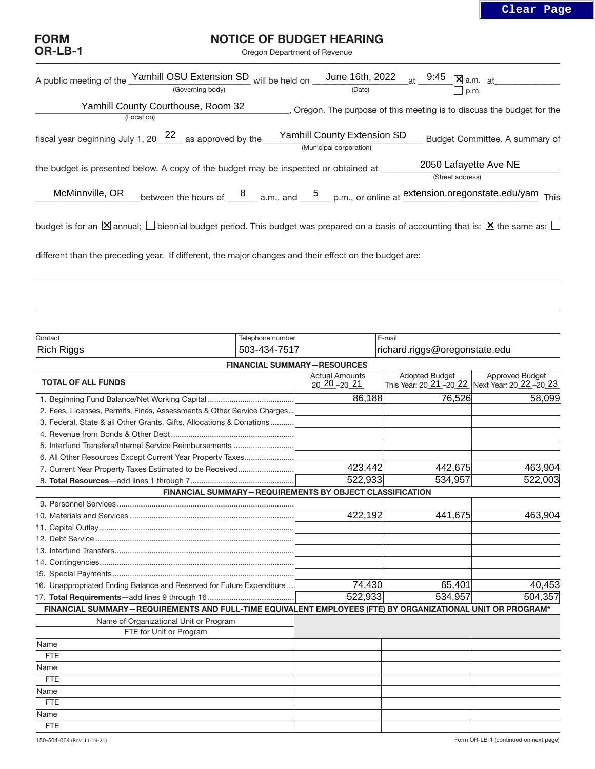# FORM OR-LB-1

# NOTICE OF BUDGET HEARING

Oregon Department of Revenue

A public meeting of the Yamhill OSU Extension SD (Governing body) will be held on June 16th, 2022 (Date) at 9:45 [X] a.m. [ ] p.m. at Yamhill County Courthouse, Room 32 (Location), Oregon. The purpose of this meeting is to discuss the budget for the fiscal year beginning July 1, 2022 as approved by the Yamhill County Extension SD (Municipal corporation) Budget Committee. A summary of the budget is presented below. A copy of the budget may be inspected or obtained at 2050 Lafayette Ave NE (Street address) McMinnville, OR between the hours of 8 a.m., and 5 p.m., or online at extension.oregonstate.edu/yam This budget is for an [X] annual; [ ] biennial budget period. This budget was prepared on a basis of accounting that is: [X] the same as; [ ] different than the preceding year. If different, the major changes and their effect on the budget are:

| Contact | Telephone number | E-mail |
|---|---|---|
| Rich Riggs | 503-434-7517 | richard.riggs@oregonstate.edu |

| FINANCIAL SUMMARY—RESOURCES | | | |
|---|---|---|---|
| TOTAL OF ALL FUNDS | Actual Amounts 2020–2021 | Adopted Budget This Year: 2021–2022 | Approved Budget Next Year: 2022–2023 |
| 1. Beginning Fund Balance/Net Working Capital | 86,188 | 76,526 | 58,099 |
| 2. Fees, Licenses, Permits, Fines, Assessments & Other Service Charges | | | |
| 3. Federal, State & all Other Grants, Gifts, Allocations & Donations | | | |
| 4. Revenue from Bonds & Other Debt | | | |
| 5. Interfund Transfers/Internal Service Reimbursements | | | |
| 6. All Other Resources Except Current Year Property Taxes | | | |
| 7. Current Year Property Taxes Estimated to be Received | 423,442 | 442,675 | 463,904 |
| 8. **Total Resources**—add lines 1 through 7 | 522,933 | 534,957 | 522,003 |
| **FINANCIAL SUMMARY—REQUIREMENTS BY OBJECT CLASSIFICATION** | | | |
| 9. Personnel Services | | | |
| 10. Materials and Services | 422,192 | 441,675 | 463,904 |
| 11. Capital Outlay | | | |
| 12. Debt Service | | | |
| 13. Interfund Transfers | | | |
| 14. Contingencies | | | |
| 15. Special Payments | | | |
| 16. Unappropriated Ending Balance and Reserved for Future Expenditure | 74,430 | 65,401 | 40,453 |
| 17. **Total Requirements**—add lines 9 through 16 | 522,933 | 534,957 | 504,357 |

| FINANCIAL SUMMARY—REQUIREMENTS AND FULL-TIME EQUIVALENT EMPLOYEES (FTE) BY ORGANIZATIONAL UNIT OR PROGRAM* | | | |
|---|---|---|---|
| Name of Organizational Unit or Program / FTE for Unit or Program | | | |
| Name | | | |
| FTE | | | |
| Name | | | |
| FTE | | | |
| Name | | | |
| FTE | | | |
| Name | | | |
| FTE | | | |

150-504-064 (Rev. 11-19-21) Form OR-LB-1 (continued on next page)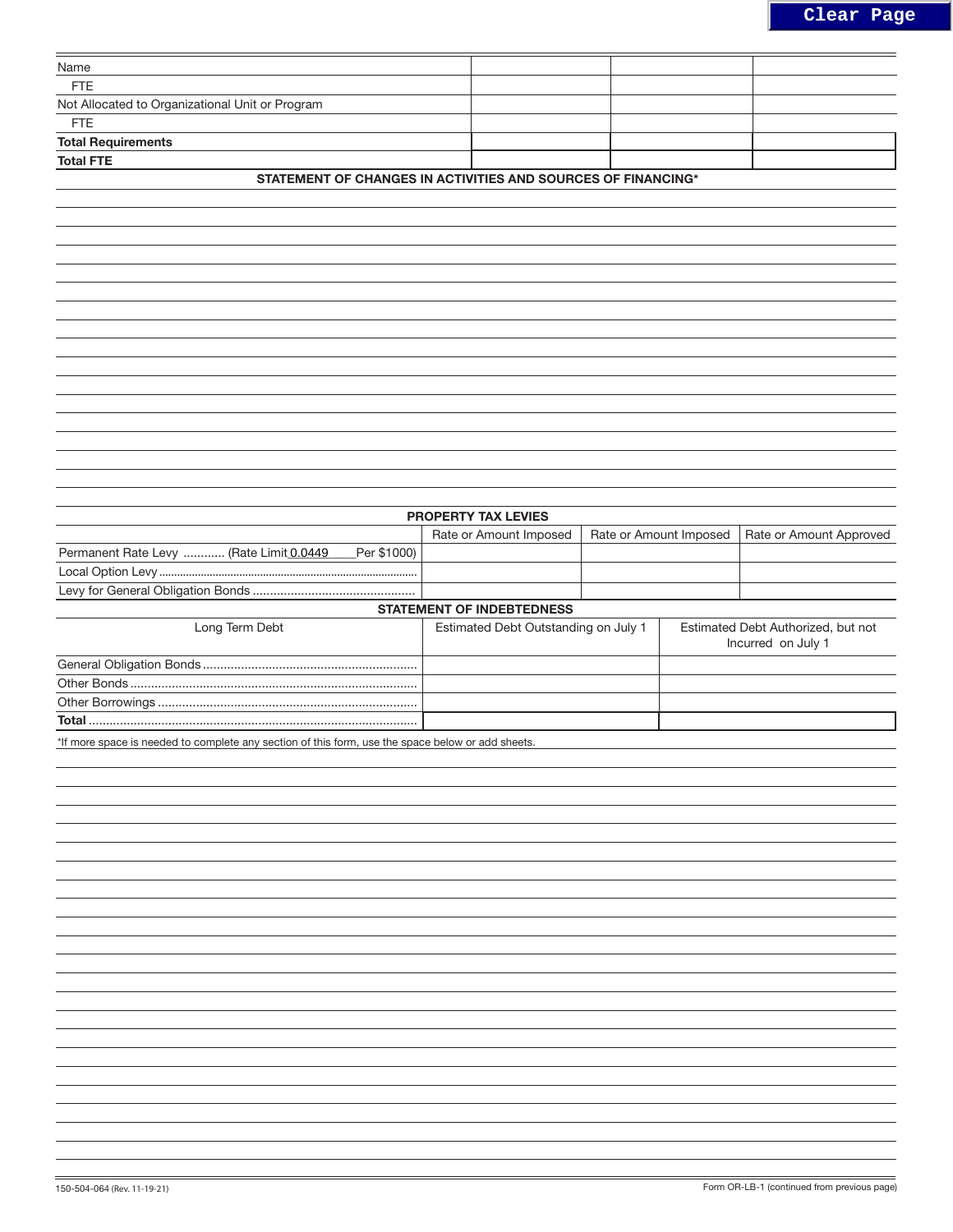| | | | |
|---|---|---|---|
| Name | | | |
| FTE | | | |
| Not Allocated to Organizational Unit or Program | | | |
| FTE | | | |
| **Total Requirements** | | | |
| **Total FTE** | | | |

**STATEMENT OF CHANGES IN ACTIVITIES AND SOURCES OF FINANCING***

**PROPERTY TAX LEVIES**

| | Rate or Amount Imposed | Rate or Amount Imposed | Rate or Amount Approved |
|---|---|---|---|
| Permanent Rate Levy ............ (Rate Limit 0.0449 Per $1000) | | | |
| Local Option Levy | | | |
| Levy for General Obligation Bonds | | | |

**STATEMENT OF INDEBTEDNESS**

| Long Term Debt | Estimated Debt Outstanding on July 1 | Estimated Debt Authorized, but not Incurred on July 1 |
|---|---|---|
| General Obligation Bonds | | |
| Other Bonds | | |
| Other Borrowings | | |
| **Total** | | |

*If more space is needed to complete any section of this form, use the space below or add sheets.

150-504-064 (Rev. 11-19-21)

Form OR-LB-1 (continued from previous page)